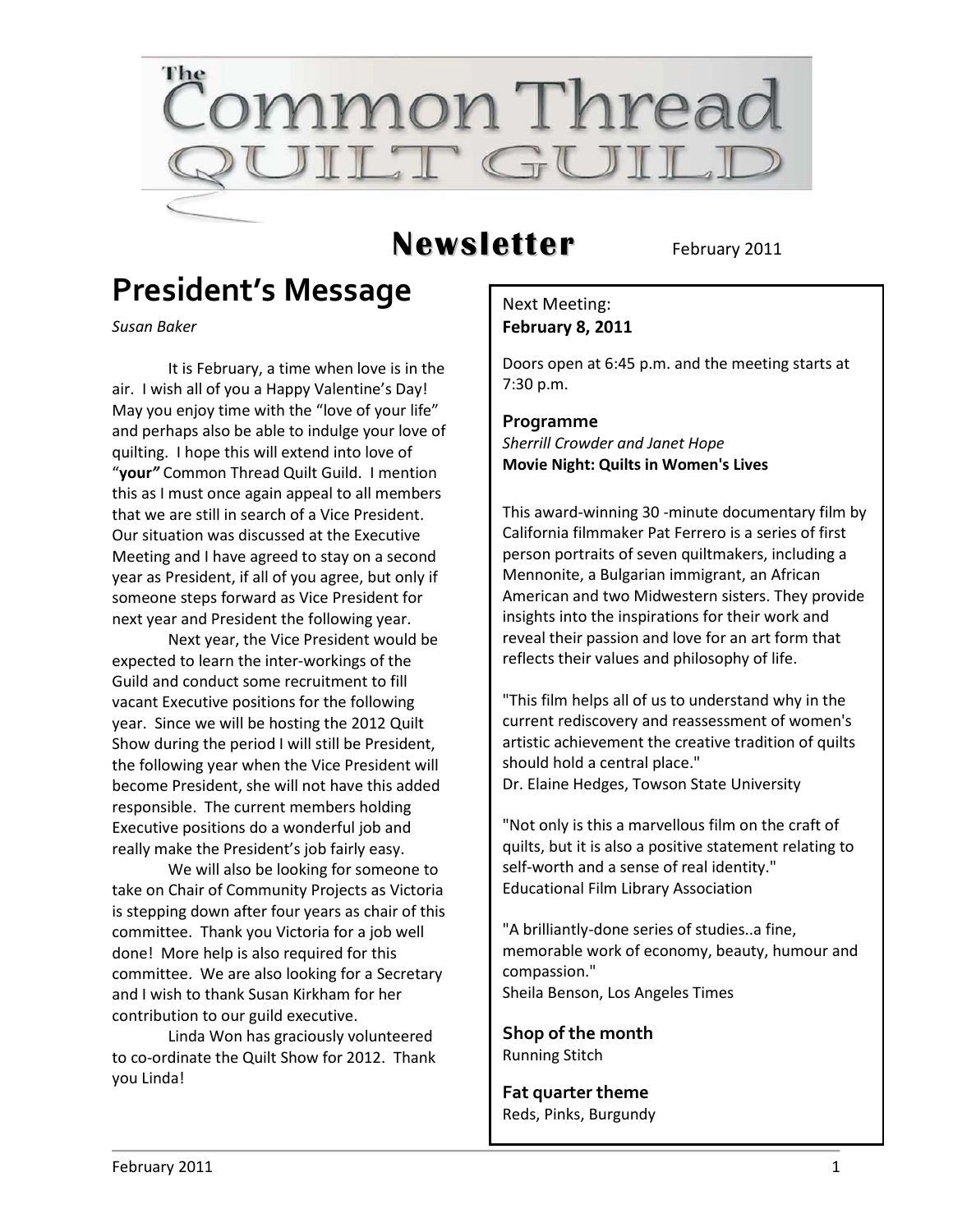# The Common Thread Quilt Guild

## Newsletter

February 2011

# President's Message

*Susan Baker*

It is February, a time when love is in the air. I wish all of you a Happy Valentine's Day! May you enjoy time with the "love of your life" and perhaps also be able to indulge your love of quilting. I hope this will extend into love of "***your***" Common Thread Quilt Guild. I mention this as I must once again appeal to all members that we are still in search of a Vice President. Our situation was discussed at the Executive Meeting and I have agreed to stay on a second year as President, if all of you agree, but only if someone steps forward as Vice President for next year and President the following year.

Next year, the Vice President would be expected to learn the inter-workings of the Guild and conduct some recruitment to fill vacant Executive positions for the following year. Since we will be hosting the 2012 Quilt Show during the period I will still be President, the following year when the Vice President will become President, she will not have this added responsible. The current members holding Executive positions do a wonderful job and really make the President's job fairly easy.

We will also be looking for someone to take on Chair of Community Projects as Victoria is stepping down after four years as chair of this committee. Thank you Victoria for a job well done! More help is also required for this committee. We are also looking for a Secretary and I wish to thank Susan Kirkham for her contribution to our guild executive.

Linda Won has graciously volunteered to co-ordinate the Quilt Show for 2012. Thank you Linda!

---

Next Meeting:
**February 8, 2011**

Doors open at 6:45 p.m. and the meeting starts at 7:30 p.m.

### Programme

*Sherrill Crowder and Janet Hope*
**Movie Night: Quilts in Women's Lives**

This award-winning 30 -minute documentary film by California filmmaker Pat Ferrero is a series of first person portraits of seven quiltmakers, including a Mennonite, a Bulgarian immigrant, an African American and two Midwestern sisters. They provide insights into the inspirations for their work and reveal their passion and love for an art form that reflects their values and philosophy of life.

"This film helps all of us to understand why in the current rediscovery and reassessment of women's artistic achievement the creative tradition of quilts should hold a central place."
Dr. Elaine Hedges, Towson State University

"Not only is this a marvellous film on the craft of quilts, but it is also a positive statement relating to self-worth and a sense of real identity."
Educational Film Library Association

"A brilliantly-done series of studies..a fine, memorable work of economy, beauty, humour and compassion."
Sheila Benson, Los Angeles Times

### Shop of the month

Running Stitch

### Fat quarter theme

Reds, Pinks, Burgundy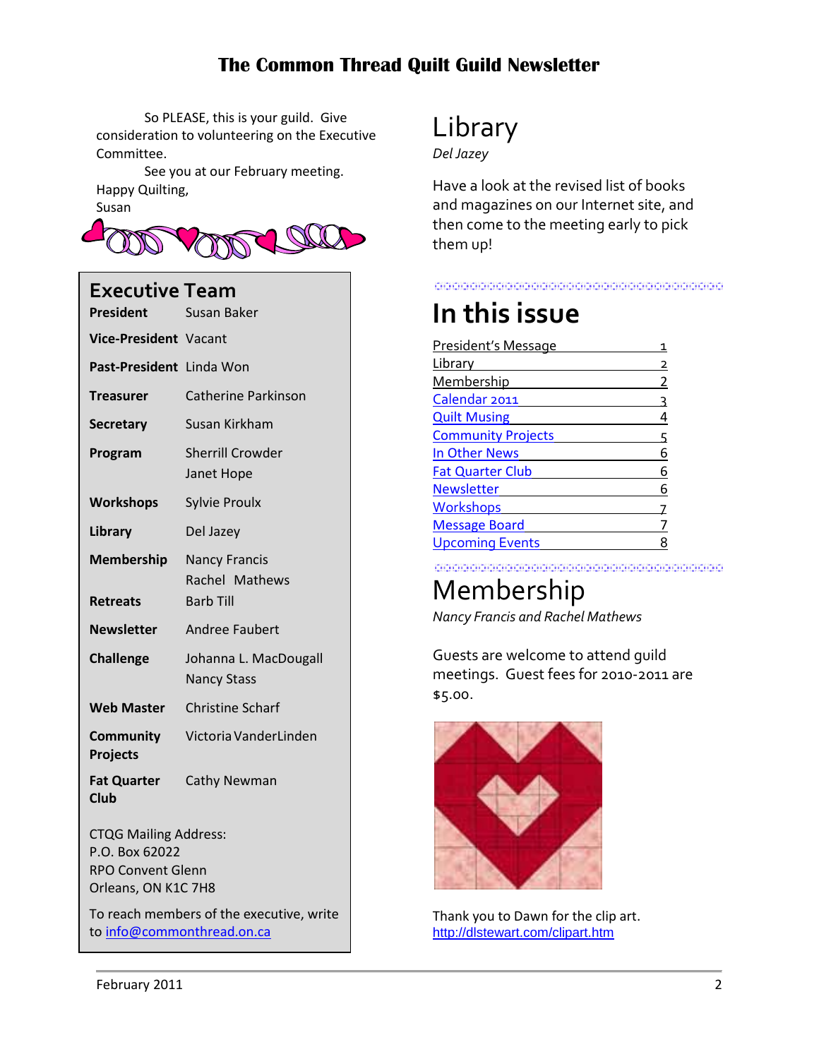So PLEASE, this is your guild. Give consideration to volunteering on the Executive Committee.

See you at our February meeting.

Happy Quilting,
Susan

## Executive Team

| | |
|---|---|
| **President** | Susan Baker |
| **Vice-President** | Vacant |
| **Past-President** | Linda Won |
| **Treasurer** | Catherine Parkinson |
| **Secretary** | Susan Kirkham |
| **Program** | Sherrill Crowder<br>Janet Hope |
| **Workshops** | Sylvie Proulx |
| **Library** | Del Jazey |
| **Membership** | Nancy Francis<br>Rachel Mathews |
| **Retreats** | Barb Till |
| **Newsletter** | Andree Faubert |
| **Challenge** | Johanna L. MacDougall<br>Nancy Stass |
| **Web Master** | Christine Scharf |
| **Community Projects** | Victoria VanderLinden |
| **Fat Quarter Club** | Cathy Newman |

CTQG Mailing Address:
P.O. Box 62022
RPO Convent Glenn
Orleans, ON K1C 7H8

To reach members of the executive, write to info@commonthread.on.ca

# Library

*Del Jazey*

Have a look at the revised list of books and magazines on our Internet site, and then come to the meeting early to pick them up!

# In this issue

| | |
|---|---|
| President's Message | 1 |
| Library | 2 |
| Membership | 2 |
| Calendar 2011 | 3 |
| Quilt Musing | 4 |
| Community Projects | 5 |
| In Other News | 6 |
| Fat Quarter Club | 6 |
| Newsletter | 6 |
| Workshops | 7 |
| Message Board | 7 |
| Upcoming Events | 8 |

# Membership

*Nancy Francis and Rachel Mathews*

Guests are welcome to attend guild meetings. Guest fees for 2010-2011 are $5.00.

Thank you to Dawn for the clip art.
http://dlstewart.com/clipart.htm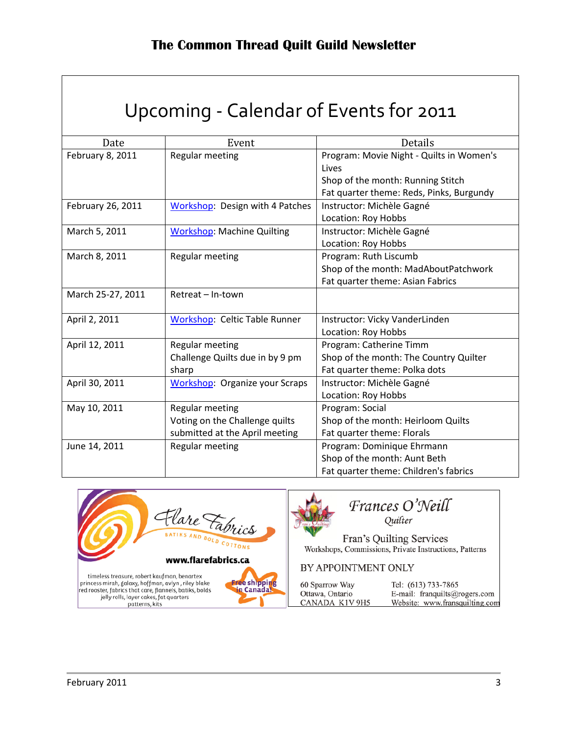# Upcoming - Calendar of Events for 2011

| Date | Event | Details |
|---|---|---|
| February 8, 2011 | Regular meeting | Program: Movie Night - Quilts in Women's Lives<br>Shop of the month: Running Stitch<br>Fat quarter theme: Reds, Pinks, Burgundy |
| February 26, 2011 | Workshop: Design with 4 Patches | Instructor: Michèle Gagné<br>Location: Roy Hobbs |
| March 5, 2011 | Workshop: Machine Quilting | Instructor: Michèle Gagné<br>Location: Roy Hobbs |
| March 8, 2011 | Regular meeting | Program: Ruth Liscumb<br>Shop of the month: MadAboutPatchwork<br>Fat quarter theme: Asian Fabrics |
| March 25-27, 2011 | Retreat – In-town | |
| April 2, 2011 | Workshop: Celtic Table Runner | Instructor: Vicky VanderLinden<br>Location: Roy Hobbs |
| April 12, 2011 | Regular meeting<br>Challenge Quilts due in by 9 pm sharp | Program: Catherine Timm<br>Shop of the month: The Country Quilter<br>Fat quarter theme: Polka dots |
| April 30, 2011 | Workshop: Organize your Scraps | Instructor: Michèle Gagné<br>Location: Roy Hobbs |
| May 10, 2011 | Regular meeting<br>Voting on the Challenge quilts submitted at the April meeting | Program: Social<br>Shop of the month: Heirloom Quilts<br>Fat quarter theme: Florals |
| June 14, 2011 | Regular meeting | Program: Dominique Ehrmann<br>Shop of the month: Aunt Beth<br>Fat quarter theme: Children's fabrics |

Flare Fabrics
BATIKS AND BOLD COTTONS
www.flarefabrics.ca
timeless treasure, robert kaufman, benartex princess mirah, galaxy, hoffman, avlyn, riley blake red rooster, fabrics that care, flannels, batiks, bolds jelly rolls, layer cakes, fat quarters patterns, kits
Free shipping in Canada!

Frances O'Neill
Quilter
Fran's Quilting Services
Workshops, Commissions, Private Instructions, Patterns
BY APPOINTMENT ONLY
60 Sparrow Way
Ottawa, Ontario
CANADA K1V 9H5
Tel: (613) 733-7865
E-mail: franquilts@rogers.com
Website: www.fransquilting.com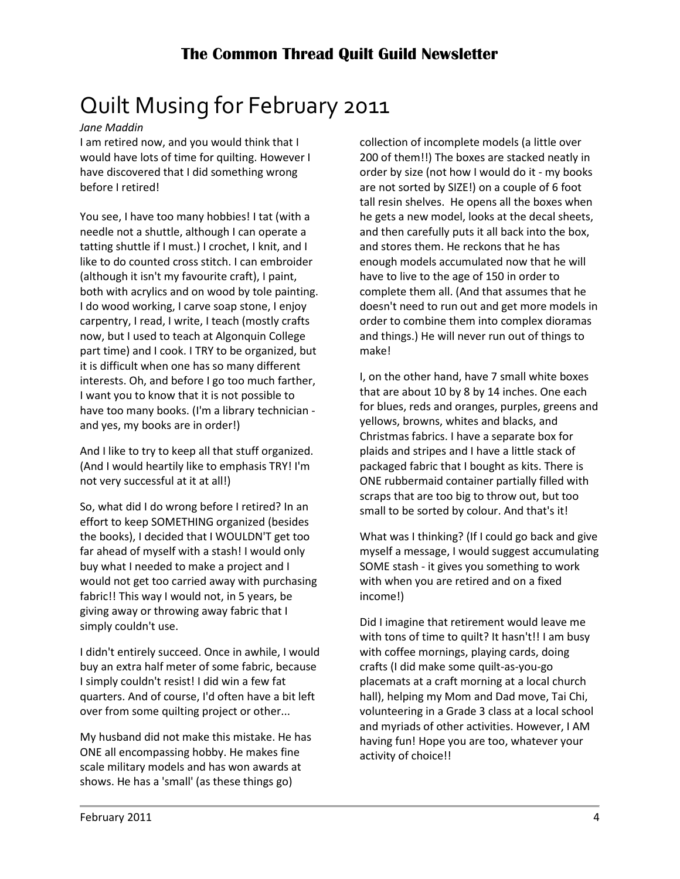# Quilt Musing for February 2011

*Jane Maddin*

I am retired now, and you would think that I would have lots of time for quilting. However I have discovered that I did something wrong before I retired!

You see, I have too many hobbies! I tat (with a needle not a shuttle, although I can operate a tatting shuttle if I must.) I crochet, I knit, and I like to do counted cross stitch. I can embroider (although it isn't my favourite craft), I paint, both with acrylics and on wood by tole painting. I do wood working, I carve soap stone, I enjoy carpentry, I read, I write, I teach (mostly crafts now, but I used to teach at Algonquin College part time) and I cook. I TRY to be organized, but it is difficult when one has so many different interests. Oh, and before I go too much farther, I want you to know that it is not possible to have too many books. (I'm a library technician - and yes, my books are in order!)

And I like to try to keep all that stuff organized. (And I would heartily like to emphasis TRY! I'm not very successful at it at all!)

So, what did I do wrong before I retired? In an effort to keep SOMETHING organized (besides the books), I decided that I WOULDN'T get too far ahead of myself with a stash! I would only buy what I needed to make a project and I would not get too carried away with purchasing fabric!! This way I would not, in 5 years, be giving away or throwing away fabric that I simply couldn't use.

I didn't entirely succeed. Once in awhile, I would buy an extra half meter of some fabric, because I simply couldn't resist! I did win a few fat quarters. And of course, I'd often have a bit left over from some quilting project or other...

My husband did not make this mistake. He has ONE all encompassing hobby. He makes fine scale military models and has won awards at shows. He has a 'small' (as these things go) collection of incomplete models (a little over 200 of them!!) The boxes are stacked neatly in order by size (not how I would do it - my books are not sorted by SIZE!) on a couple of 6 foot tall resin shelves. He opens all the boxes when he gets a new model, looks at the decal sheets, and then carefully puts it all back into the box, and stores them. He reckons that he has enough models accumulated now that he will have to live to the age of 150 in order to complete them all. (And that assumes that he doesn't need to run out and get more models in order to combine them into complex dioramas and things.) He will never run out of things to make!

I, on the other hand, have 7 small white boxes that are about 10 by 8 by 14 inches. One each for blues, reds and oranges, purples, greens and yellows, browns, whites and blacks, and Christmas fabrics. I have a separate box for plaids and stripes and I have a little stack of packaged fabric that I bought as kits. There is ONE rubbermaid container partially filled with scraps that are too big to throw out, but too small to be sorted by colour. And that's it!

What was I thinking? (If I could go back and give myself a message, I would suggest accumulating SOME stash - it gives you something to work with when you are retired and on a fixed income!)

Did I imagine that retirement would leave me with tons of time to quilt? It hasn't!! I am busy with coffee mornings, playing cards, doing crafts (I did make some quilt-as-you-go placemats at a craft morning at a local church hall), helping my Mom and Dad move, Tai Chi, volunteering in a Grade 3 class at a local school and myriads of other activities. However, I AM having fun! Hope you are too, whatever your activity of choice!!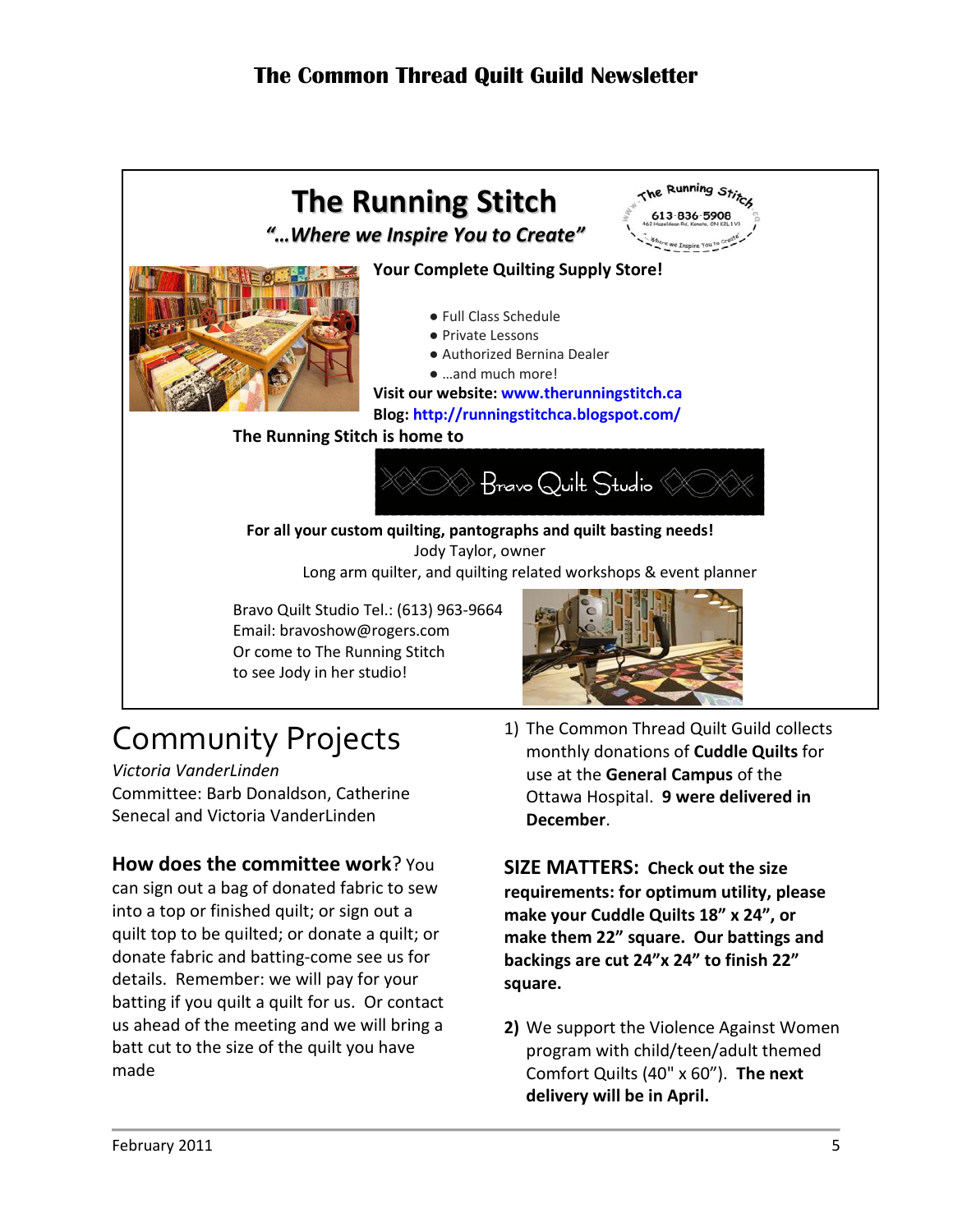## The Running Stitch

*"...Where we Inspire You to Create"*

**Your Complete Quilting Supply Store!**

- Full Class Schedule
- Private Lessons
- Authorized Bernina Dealer
- ...and much more!

**Visit our website: www.therunningstitch.ca**
**Blog: http://runningstitchca.blogspot.com/**

**The Running Stitch is home to**

Bravo Quilt Studio

**For all your custom quilting, pantographs and quilt basting needs!**
Jody Taylor, owner
Long arm quilter, and quilting related workshops & event planner

Bravo Quilt Studio Tel.: (613) 963-9664
Email: bravoshow@rogers.com
Or come to The Running Stitch
to see Jody in her studio!

# Community Projects

*Victoria VanderLinden*
Committee: Barb Donaldson, Catherine Senecal and Victoria VanderLinden

**How does the committee work**? You can sign out a bag of donated fabric to sew into a top or finished quilt; or sign out a quilt top to be quilted; or donate a quilt; or donate fabric and batting-come see us for details. Remember: we will pay for your batting if you quilt a quilt for us. Or contact us ahead of the meeting and we will bring a batt cut to the size of the quilt you have made

1) The Common Thread Quilt Guild collects monthly donations of **Cuddle Quilts** for use at the **General Campus** of the Ottawa Hospital. **9 were delivered in December**.

**SIZE MATTERS: Check out the size requirements: for optimum utility, please make your Cuddle Quilts 18" x 24", or make them 22" square. Our battings and backings are cut 24"x 24" to finish 22" square.**

**2)** We support the Violence Against Women program with child/teen/adult themed Comfort Quilts (40" x 60"). **The next delivery will be in April.**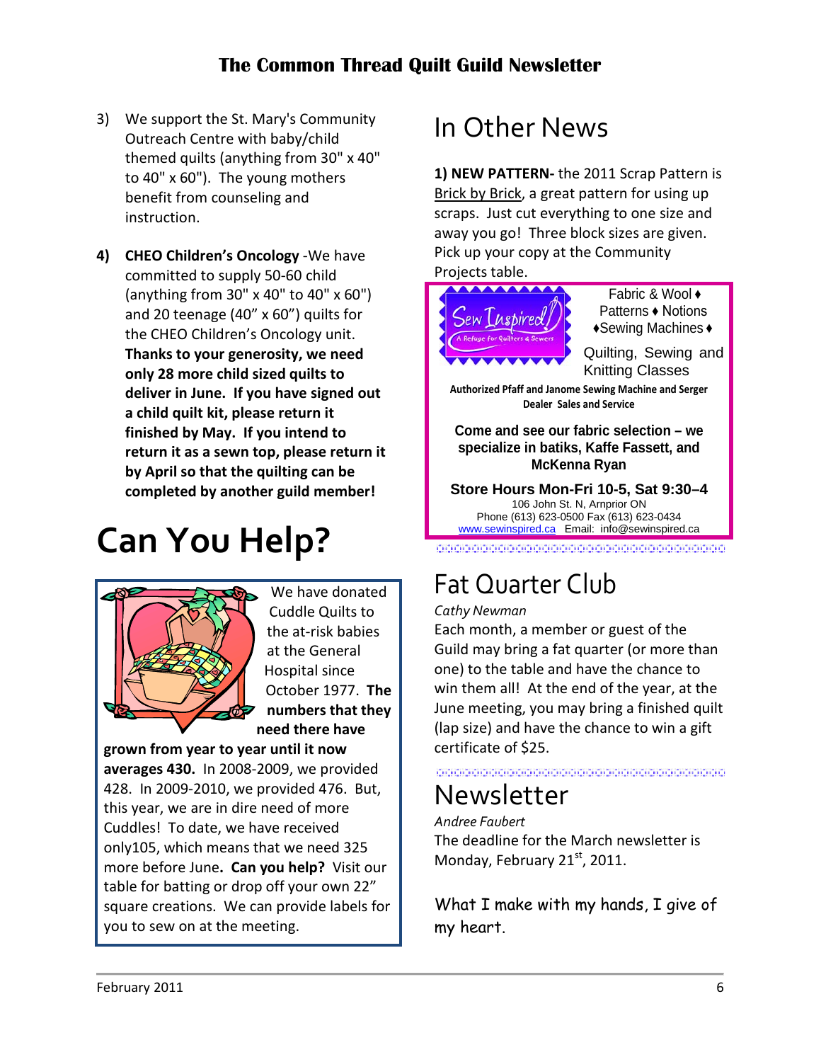3) We support the St. Mary's Community Outreach Centre with baby/child themed quilts (anything from 30" x 40" to 40" x 60"). The young mothers benefit from counseling and instruction.

4) **CHEO Children's Oncology** -We have committed to supply 50-60 child (anything from 30" x 40" to 40" x 60") and 20 teenage (40" x 60") quilts for the CHEO Children's Oncology unit. **Thanks to your generosity, we need only 28 more child sized quilts to deliver in June. If you have signed out a child quilt kit, please return it finished by May. If you intend to return it as a sewn top, please return it by April so that the quilting can be completed by another guild member!**

# Can You Help?

We have donated Cuddle Quilts to the at-risk babies at the General Hospital since October 1977. **The numbers that they need there have grown from year to year until it now averages 430.** In 2008-2009, we provided 428. In 2009-2010, we provided 476. But, this year, we are in dire need of more Cuddles! To date, we have received only105, which means that we need 325 more before June**. Can you help?** Visit our table for batting or drop off your own 22" square creations. We can provide labels for you to sew on at the meeting.

# In Other News

**1) NEW PATTERN-** the 2011 Scrap Pattern is Brick by Brick, a great pattern for using up scraps. Just cut everything to one size and away you go! Three block sizes are given. Pick up your copy at the Community Projects table.

Sew Inspired! A Refuge for Quilters & Sewers

Fabric & Wool ♦ Patterns ♦ Notions ♦Sewing Machines ♦

Quilting, Sewing and Knitting Classes

**Authorized Pfaff and Janome Sewing Machine and Serger Dealer Sales and Service**

**Come and see our fabric selection – we specialize in batiks, Kaffe Fassett, and McKenna Ryan**

**Store Hours Mon-Fri 10-5, Sat 9:30–4**

106 John St. N, Arnprior ON
Phone (613) 623-0500 Fax (613) 623-0434
www.sewinspired.ca Email: info@sewinspired.ca

# Fat Quarter Club

*Cathy Newman*

Each month, a member or guest of the Guild may bring a fat quarter (or more than one) to the table and have the chance to win them all! At the end of the year, at the June meeting, you may bring a finished quilt (lap size) and have the chance to win a gift certificate of $25.

# Newsletter

*Andree Faubert*

The deadline for the March newsletter is Monday, February 21st, 2011.

What I make with my hands, I give of my heart.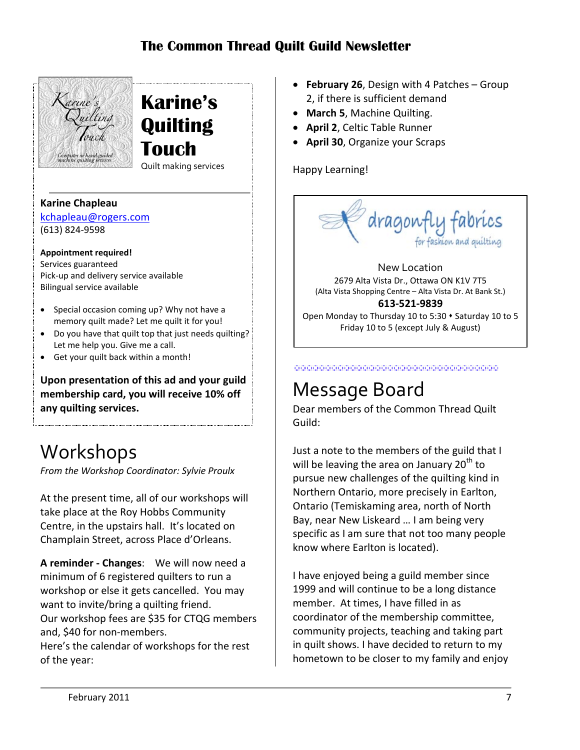# Karine's Quilting Touch

Quilt making services

**Karine Chapleau**
kchapleau@rogers.com
(613) 824-9598

**Appointment required!**
Services guaranteed
Pick-up and delivery service available
Bilingual service available

- Special occasion coming up? Why not have a memory quilt made? Let me quilt it for you!
- Do you have that quilt top that just needs quilting? Let me help you. Give me a call.
- Get your quilt back within a month!

**Upon presentation of this ad and your guild membership card, you will receive 10% off any quilting services.**

# Workshops

*From the Workshop Coordinator: Sylvie Proulx*

At the present time, all of our workshops will take place at the Roy Hobbs Community Centre, in the upstairs hall. It's located on Champlain Street, across Place d'Orleans.

**A reminder - Changes**: We will now need a minimum of 6 registered quilters to run a workshop or else it gets cancelled. You may want to invite/bring a quilting friend.
Our workshop fees are $35 for CTQG members and, $40 for non-members.
Here's the calendar of workshops for the rest of the year:

- **February 26**, Design with 4 Patches – Group 2, if there is sufficient demand
- **March 5**, Machine Quilting.
- **April 2**, Celtic Table Runner
- **April 30**, Organize your Scraps

Happy Learning!

dragonfly fabrics
for fashion and quilting

New Location
2679 Alta Vista Dr., Ottawa ON K1V 7T5
(Alta Vista Shopping Centre – Alta Vista Dr. At Bank St.)
**613-521-9839**
Open Monday to Thursday 10 to 5:30 • Saturday 10 to 5
Friday 10 to 5 (except July & August)

# Message Board

Dear members of the Common Thread Quilt Guild:

Just a note to the members of the guild that I will be leaving the area on January 20th to pursue new challenges of the quilting kind in Northern Ontario, more precisely in Earlton, Ontario (Temiskaming area, north of North Bay, near New Liskeard … I am being very specific as I am sure that not too many people know where Earlton is located).

I have enjoyed being a guild member since 1999 and will continue to be a long distance member. At times, I have filled in as coordinator of the membership committee, community projects, teaching and taking part in quilt shows. I have decided to return to my hometown to be closer to my family and enjoy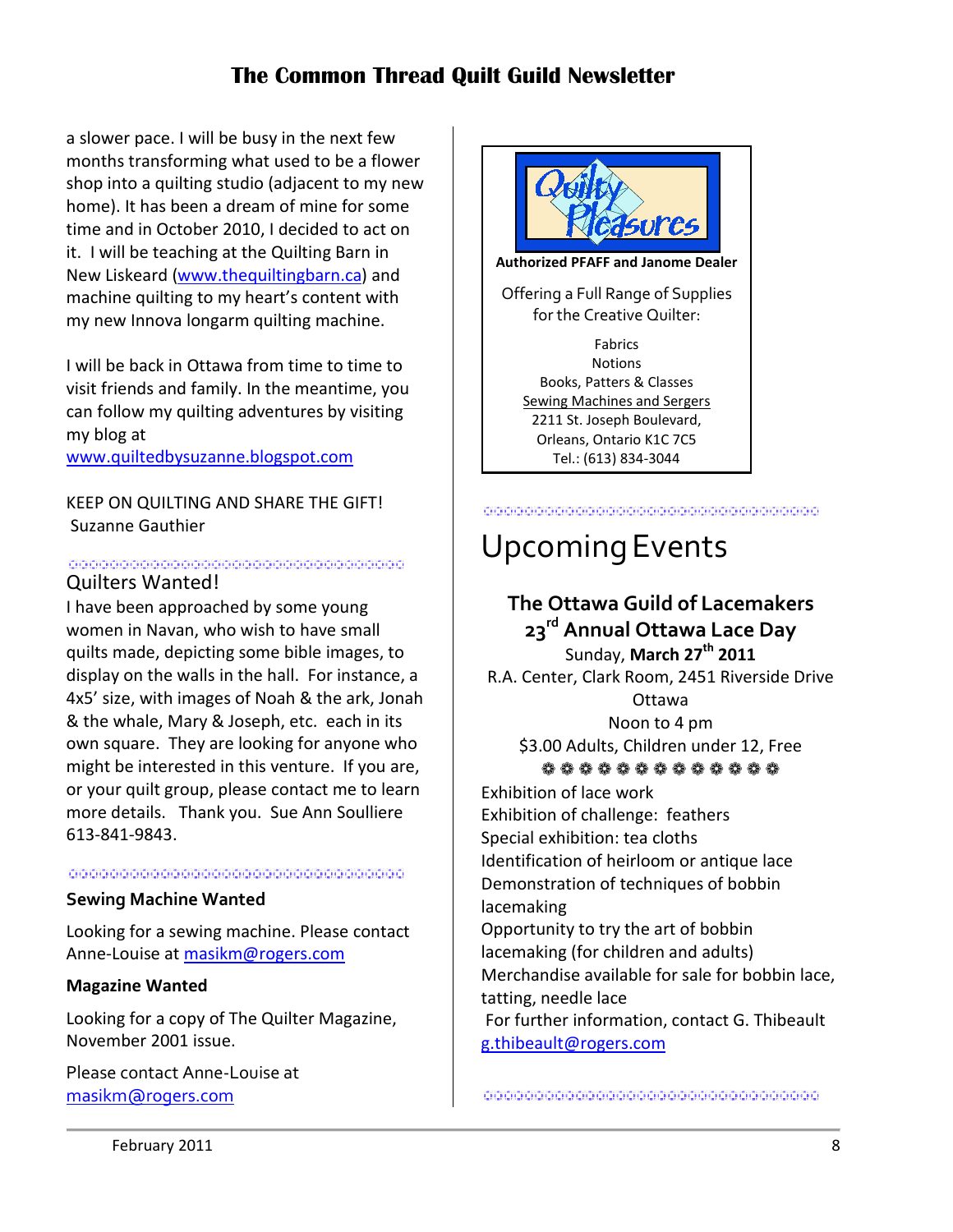a slower pace. I will be busy in the next few months transforming what used to be a flower shop into a quilting studio (adjacent to my new home). It has been a dream of mine for some time and in October 2010, I decided to act on it. I will be teaching at the Quilting Barn in New Liskeard (www.thequiltingbarn.ca) and machine quilting to my heart's content with my new Innova longarm quilting machine.

I will be back in Ottawa from time to time to visit friends and family. In the meantime, you can follow my quilting adventures by visiting my blog at www.quiltedbysuzanne.blogspot.com

KEEP ON QUILTING AND SHARE THE GIFT!
Suzanne Gauthier

## Quilters Wanted!

I have been approached by some young women in Navan, who wish to have small quilts made, depicting some bible images, to display on the walls in the hall. For instance, a 4x5' size, with images of Noah & the ark, Jonah & the whale, Mary & Joseph, etc. each in its own square. They are looking for anyone who might be interested in this venture. If you are, or your quilt group, please contact me to learn more details. Thank you. Sue Ann Soulliere 613-841-9843.

### Sewing Machine Wanted

Looking for a sewing machine. Please contact Anne-Louise at masikm@rogers.com

### Magazine Wanted

Looking for a copy of The Quilter Magazine, November 2001 issue.

Please contact Anne-Louise at masikm@rogers.com

---

**Quilty Pleasures**

**Authorized PFAFF and Janome Dealer**

Offering a Full Range of Supplies for the Creative Quilter:

Fabrics
Notions
Books, Patters & Classes
Sewing Machines and Sergers
2211 St. Joseph Boulevard,
Orleans, Ontario K1C 7C5
Tel.: (613) 834-3044

# Upcoming Events

## The Ottawa Guild of Lacemakers 23rd Annual Ottawa Lace Day

Sunday, **March 27th 2011**
R.A. Center, Clark Room, 2451 Riverside Drive
Ottawa
Noon to 4 pm
$3.00 Adults, Children under 12, Free

Exhibition of lace work
Exhibition of challenge: feathers
Special exhibition: tea cloths
Identification of heirloom or antique lace
Demonstration of techniques of bobbin lacemaking
Opportunity to try the art of bobbin lacemaking (for children and adults)
Merchandise available for sale for bobbin lace, tatting, needle lace
For further information, contact G. Thibeault g.thibeault@rogers.com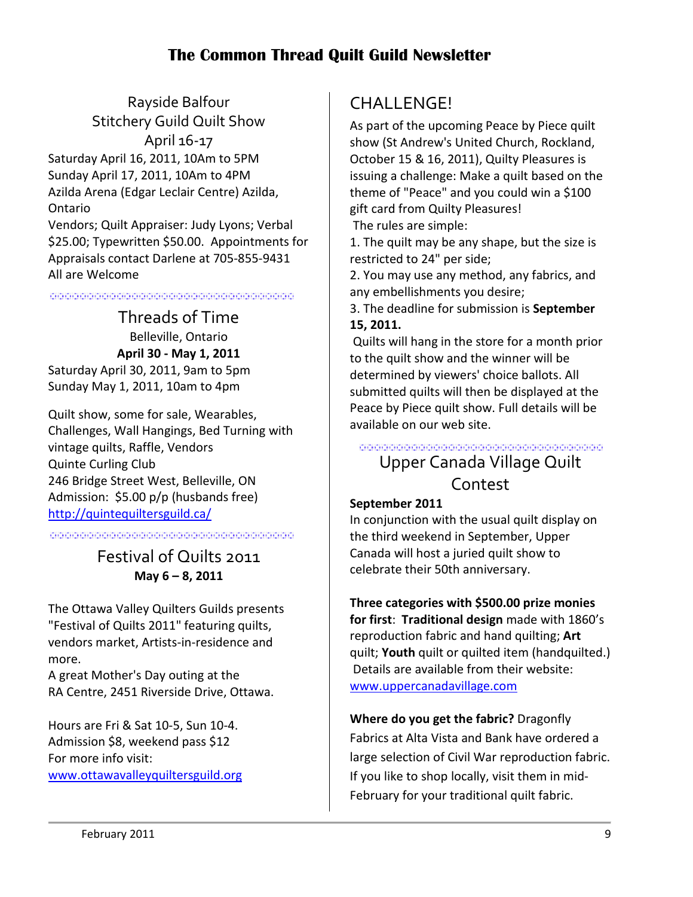## Rayside Balfour Stitchery Guild Quilt Show April 16-17

Saturday April 16, 2011, 10Am to 5PM
Sunday April 17, 2011, 10Am to 4PM
Azilda Arena (Edgar Leclair Centre) Azilda, Ontario
Vendors; Quilt Appraiser: Judy Lyons; Verbal $25.00; Typewritten $50.00. Appointments for Appraisals contact Darlene at 705-855-9431
All are Welcome

## Threads of Time

Belleville, Ontario
**April 30 - May 1, 2011**
Saturday April 30, 2011, 9am to 5pm
Sunday May 1, 2011, 10am to 4pm

Quilt show, some for sale, Wearables, Challenges, Wall Hangings, Bed Turning with vintage quilts, Raffle, Vendors
Quinte Curling Club
246 Bridge Street West, Belleville, ON
Admission: $5.00 p/p (husbands free)
http://quintequiltersguild.ca/

## Festival of Quilts 2011

**May 6 – 8, 2011**

The Ottawa Valley Quilters Guilds presents "Festival of Quilts 2011" featuring quilts, vendors market, Artists-in-residence and more.
A great Mother's Day outing at the RA Centre, 2451 Riverside Drive, Ottawa.

Hours are Fri & Sat 10-5, Sun 10-4.
Admission $8, weekend pass $12
For more info visit:
www.ottawavalleyquiltersguild.org

## CHALLENGE!

As part of the upcoming Peace by Piece quilt show (St Andrew's United Church, Rockland, October 15 & 16, 2011), Quilty Pleasures is issuing a challenge: Make a quilt based on the theme of "Peace" and you could win a $100 gift card from Quilty Pleasures!

The rules are simple:

1. The quilt may be any shape, but the size is restricted to 24" per side;
2. You may use any method, any fabrics, and any embellishments you desire;
3. The deadline for submission is **September 15, 2011.**

Quilts will hang in the store for a month prior to the quilt show and the winner will be determined by viewers' choice ballots. All submitted quilts will then be displayed at the Peace by Piece quilt show. Full details will be available on our web site.

## Upper Canada Village Quilt Contest

**September 2011**

In conjunction with the usual quilt display on the third weekend in September, Upper Canada will host a juried quilt show to celebrate their 50th anniversary.

**Three categories with $500.00 prize monies for first**: **Traditional design** made with 1860's reproduction fabric and hand quilting; **Art** quilt; **Youth** quilt or quilted item (handquilted.) Details are available from their website: www.uppercanadavillage.com

**Where do you get the fabric?** Dragonfly Fabrics at Alta Vista and Bank have ordered a large selection of Civil War reproduction fabric. If you like to shop locally, visit them in mid-February for your traditional quilt fabric.